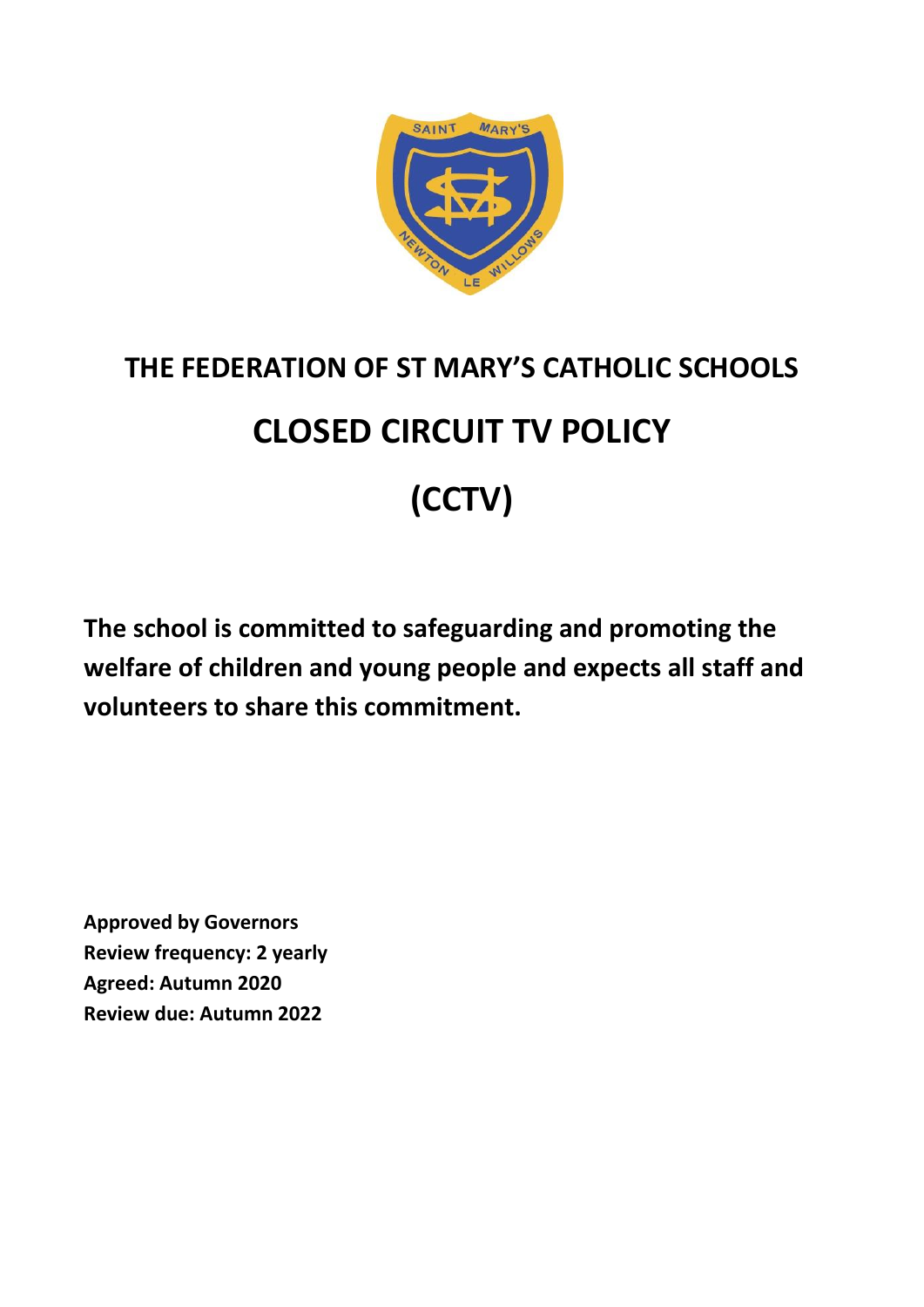# THE FEDERATION OF ST MARY'S CATHOLIC SCHOOLS

# CLOSED CIRCUIT TV POLICY

# (CCTV)

**The school is committed to safeguarding and promoting the welfare of children and young people and expects all staff and volunteers to share this commitment.**

**Approved by Governors**
**Review frequency: 2 yearly**
**Agreed: Autumn 2020**
**Review due: Autumn 2022**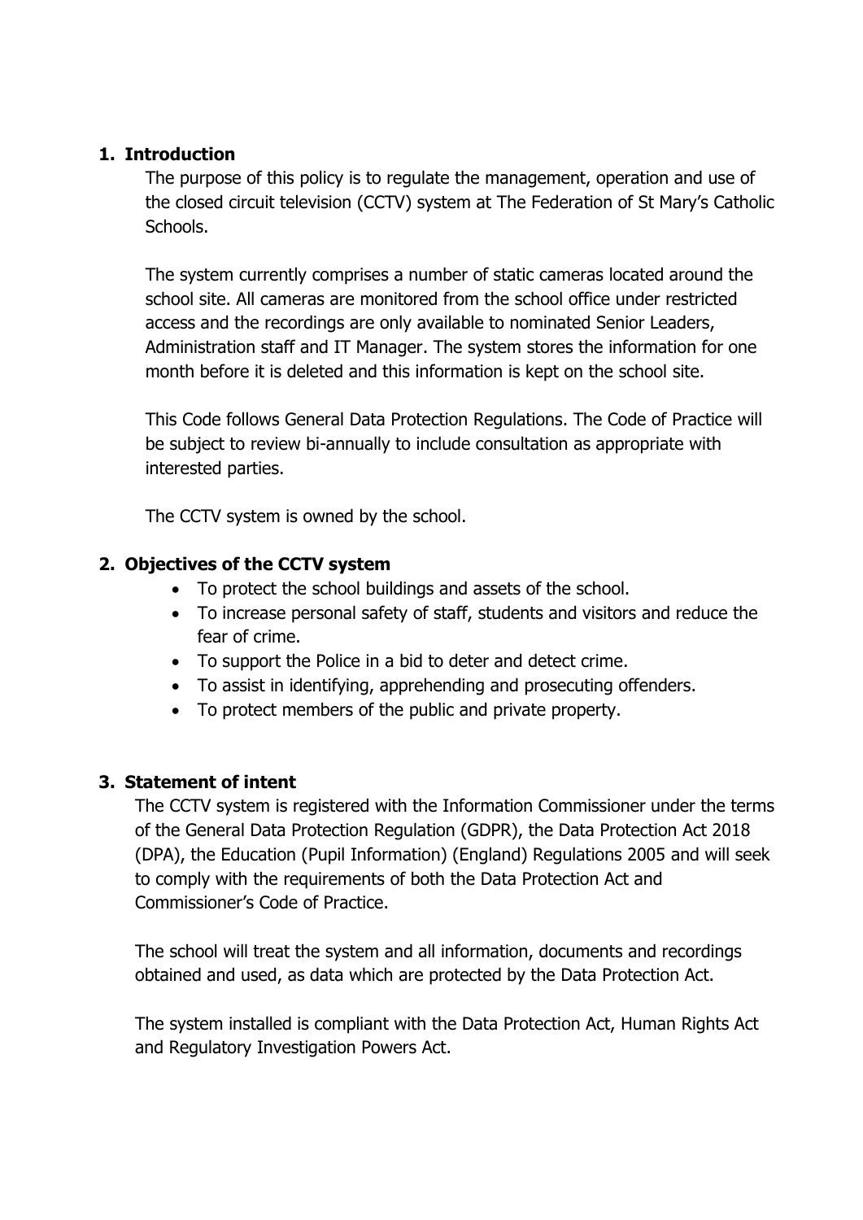## 1. Introduction

The purpose of this policy is to regulate the management, operation and use of the closed circuit television (CCTV) system at The Federation of St Mary's Catholic Schools.

The system currently comprises a number of static cameras located around the school site. All cameras are monitored from the school office under restricted access and the recordings are only available to nominated Senior Leaders, Administration staff and IT Manager. The system stores the information for one month before it is deleted and this information is kept on the school site.

This Code follows General Data Protection Regulations. The Code of Practice will be subject to review bi-annually to include consultation as appropriate with interested parties.

The CCTV system is owned by the school.

## 2. Objectives of the CCTV system

- To protect the school buildings and assets of the school.
- To increase personal safety of staff, students and visitors and reduce the fear of crime.
- To support the Police in a bid to deter and detect crime.
- To assist in identifying, apprehending and prosecuting offenders.
- To protect members of the public and private property.

## 3. Statement of intent

The CCTV system is registered with the Information Commissioner under the terms of the General Data Protection Regulation (GDPR), the Data Protection Act 2018 (DPA), the Education (Pupil Information) (England) Regulations 2005 and will seek to comply with the requirements of both the Data Protection Act and Commissioner's Code of Practice.

The school will treat the system and all information, documents and recordings obtained and used, as data which are protected by the Data Protection Act.

The system installed is compliant with the Data Protection Act, Human Rights Act and Regulatory Investigation Powers Act.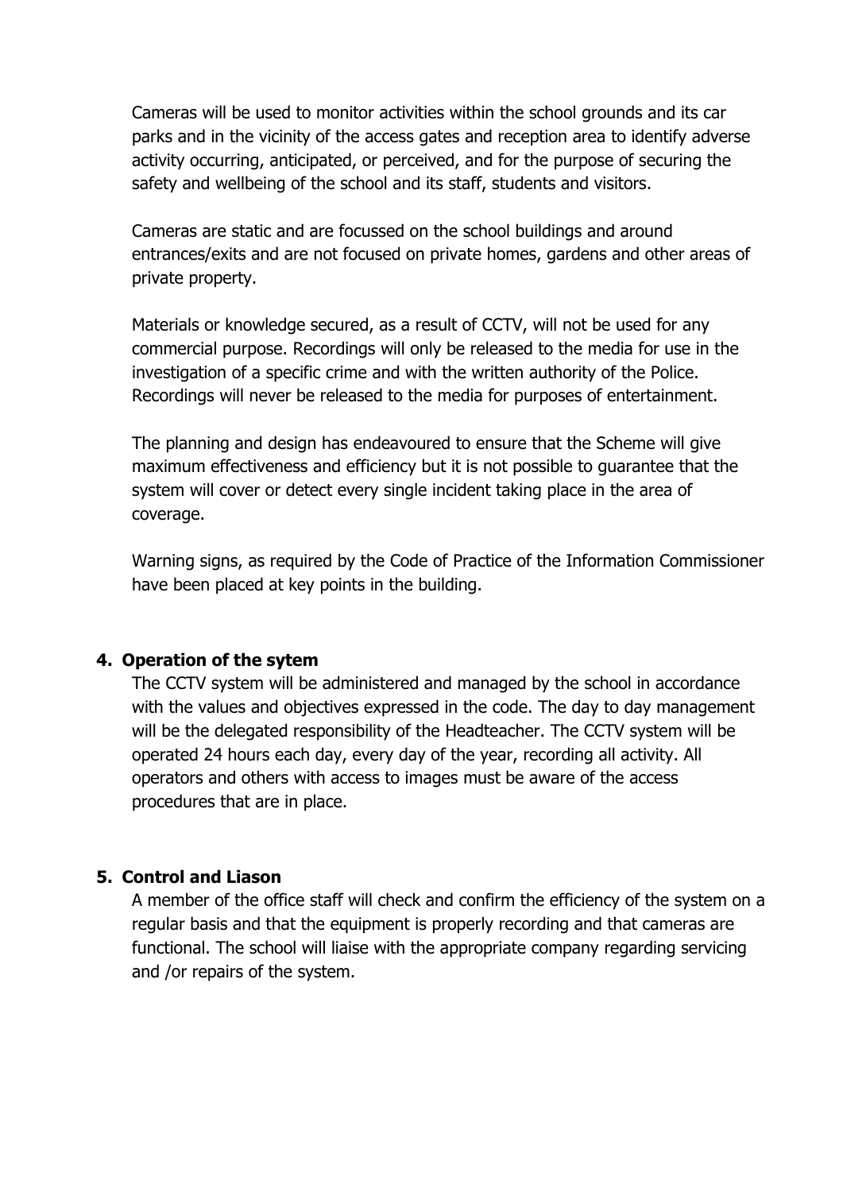Cameras will be used to monitor activities within the school grounds and its car parks and in the vicinity of the access gates and reception area to identify adverse activity occurring, anticipated, or perceived, and for the purpose of securing the safety and wellbeing of the school and its staff, students and visitors.

Cameras are static and are focussed on the school buildings and around entrances/exits and are not focused on private homes, gardens and other areas of private property.

Materials or knowledge secured, as a result of CCTV, will not be used for any commercial purpose. Recordings will only be released to the media for use in the investigation of a specific crime and with the written authority of the Police. Recordings will never be released to the media for purposes of entertainment.

The planning and design has endeavoured to ensure that the Scheme will give maximum effectiveness and efficiency but it is not possible to guarantee that the system will cover or detect every single incident taking place in the area of coverage.

Warning signs, as required by the Code of Practice of the Information Commissioner have been placed at key points in the building.

## 4. Operation of the sytem

The CCTV system will be administered and managed by the school in accordance with the values and objectives expressed in the code. The day to day management will be the delegated responsibility of the Headteacher. The CCTV system will be operated 24 hours each day, every day of the year, recording all activity. All operators and others with access to images must be aware of the access procedures that are in place.

## 5. Control and Liason

A member of the office staff will check and confirm the efficiency of the system on a regular basis and that the equipment is properly recording and that cameras are functional. The school will liaise with the appropriate company regarding servicing and /or repairs of the system.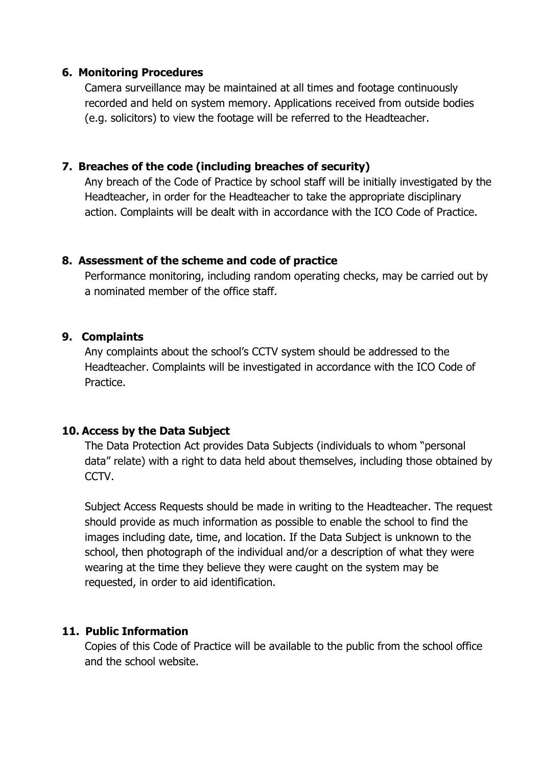## 6. Monitoring Procedures

Camera surveillance may be maintained at all times and footage continuously recorded and held on system memory. Applications received from outside bodies (e.g. solicitors) to view the footage will be referred to the Headteacher.

## 7. Breaches of the code (including breaches of security)

Any breach of the Code of Practice by school staff will be initially investigated by the Headteacher, in order for the Headteacher to take the appropriate disciplinary action. Complaints will be dealt with in accordance with the ICO Code of Practice.

## 8. Assessment of the scheme and code of practice

Performance monitoring, including random operating checks, may be carried out by a nominated member of the office staff.

## 9. Complaints

Any complaints about the school's CCTV system should be addressed to the Headteacher. Complaints will be investigated in accordance with the ICO Code of Practice.

## 10. Access by the Data Subject

The Data Protection Act provides Data Subjects (individuals to whom "personal data" relate) with a right to data held about themselves, including those obtained by CCTV.

Subject Access Requests should be made in writing to the Headteacher. The request should provide as much information as possible to enable the school to find the images including date, time, and location. If the Data Subject is unknown to the school, then photograph of the individual and/or a description of what they were wearing at the time they believe they were caught on the system may be requested, in order to aid identification.

## 11. Public Information

Copies of this Code of Practice will be available to the public from the school office and the school website.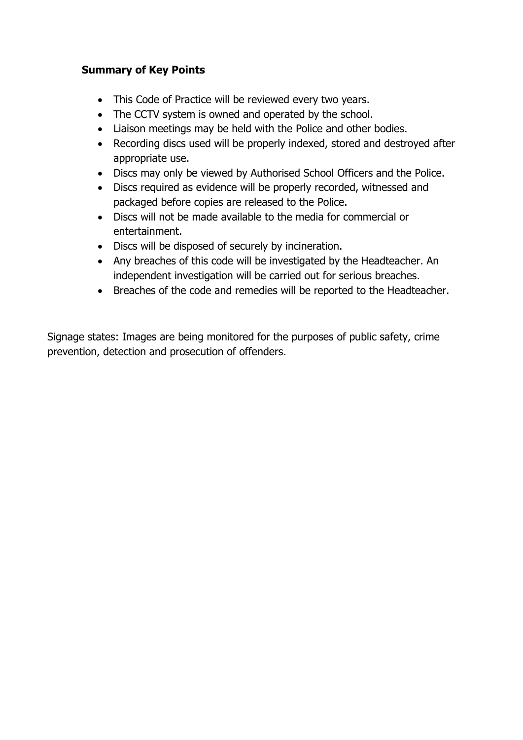**Summary of Key Points**

- This Code of Practice will be reviewed every two years.
- The CCTV system is owned and operated by the school.
- Liaison meetings may be held with the Police and other bodies.
- Recording discs used will be properly indexed, stored and destroyed after appropriate use.
- Discs may only be viewed by Authorised School Officers and the Police.
- Discs required as evidence will be properly recorded, witnessed and packaged before copies are released to the Police.
- Discs will not be made available to the media for commercial or entertainment.
- Discs will be disposed of securely by incineration.
- Any breaches of this code will be investigated by the Headteacher. An independent investigation will be carried out for serious breaches.
- Breaches of the code and remedies will be reported to the Headteacher.

Signage states: Images are being monitored for the purposes of public safety, crime prevention, detection and prosecution of offenders.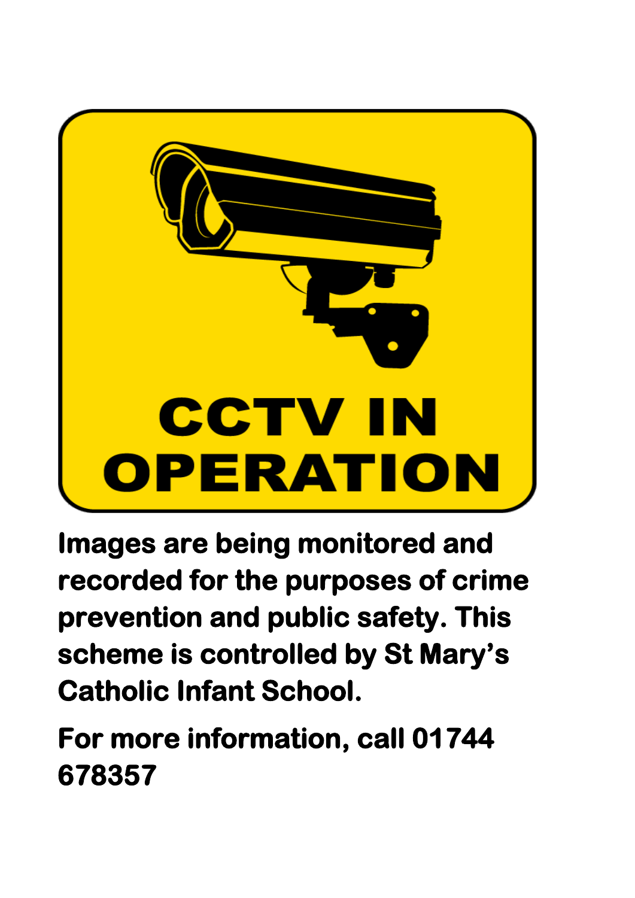# CCTV IN OPERATION

**Images are being monitored and recorded for the purposes of crime prevention and public safety. This scheme is controlled by St Mary's Catholic Infant School.**

**For more information, call 01744 678357**